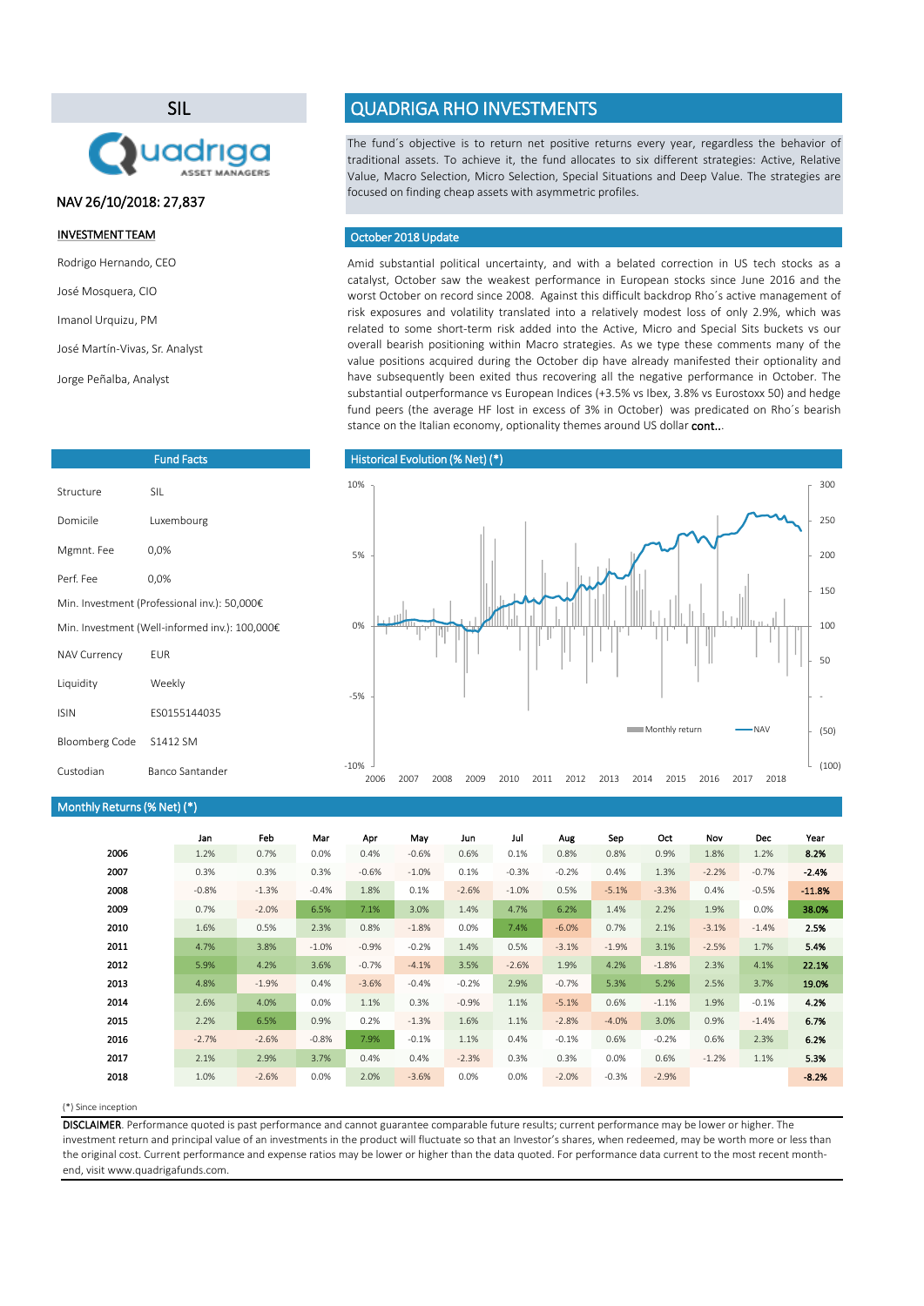# QUADRIGA RHO INVESTMENTS

## SIL

NAV 26/10/2018: 27,837

### INVESTMENT TEAM

Rodrigo Hernando, CEO

José Mosquera, CIO

Imanol Urquizu, PM

José Martín-Vivas, Sr. Analyst

Jorge Peñalba, Analyst

The fund´s objective is to return net positive returns every year, regardless the behavior of traditional assets. To achieve it, the fund allocates to six different strategies: Active, Relative Value, Macro Selection, Micro Selection, Special Situations and Deep Value. The strategies are focused on finding cheap assets with asymmetric profiles.

## October 2018 Update

Amid substantial political uncertainty, and with a belated correction in US tech stocks as a catalyst, October saw the weakest performance in European stocks since June 2016 and the worst October on record since 2008. Against this difficult backdrop Rho´s active management of risk exposures and volatility translated into a relatively modest loss of only 2.9%, which was related to some short-term risk added into the Active, Micro and Special Sits buckets vs our overall bearish positioning within Macro strategies. As we type these comments many of the value positions acquired during the October dip have already manifested their optionality and have subsequently been exited thus recovering all the negative performance in October. The substantial outperformance vs European Indices (+3.5% vs Ibex, 3.8% vs Eurostoxx 50) and hedge fund peers (the average HF lost in excess of 3% in October) was predicated on Rho´s bearish stance on the Italian economy, optionality themes around US dollar **cont..**

## Fund Facts

| | |
|---|---|
| Structure | SIL |
| Domicile | Luxembourg |
| Mgmnt. Fee | 0,0% |
| Perf. Fee | 0,0% |
| Min. Investment (Professional inv.): 50,000€ | |
| Min. Investment (Well-informed inv.): 100,000€ | |
| NAV Currency | EUR |
| Liquidity | Weekly |
| ISIN | ES0155144035 |
| Bloomberg Code | S1412 SM |
| Custodian | Banco Santander |

## Historical Evolution (% Net) (*)

## Monthly Returns (% Net) (*)

| | Jan | Feb | Mar | Apr | May | Jun | Jul | Aug | Sep | Oct | Nov | Dec | Year |
|---|---|---|---|---|---|---|---|---|---|---|---|---|---|
| 2006 | 1.2% | 0.7% | 0.0% | 0.4% | -0.6% | 0.6% | 0.1% | 0.8% | 0.8% | 0.9% | 1.8% | 1.2% | **8.2%** |
| 2007 | 0.3% | 0.3% | 0.3% | -0.6% | -1.0% | 0.1% | -0.3% | -0.2% | 0.4% | 1.3% | -2.2% | -0.7% | **-2.4%** |
| 2008 | -0.8% | -1.3% | -0.4% | 1.8% | 0.1% | -2.6% | -1.0% | 0.5% | -5.1% | -3.3% | 0.4% | -0.5% | **-11.8%** |
| 2009 | 0.7% | -2.0% | 6.5% | 7.1% | 3.0% | 1.4% | 4.7% | 6.2% | 1.4% | 2.2% | 1.9% | 0.0% | **38.0%** |
| 2010 | 1.6% | 0.5% | 2.3% | 0.8% | -1.8% | 0.0% | 7.4% | -6.0% | 0.7% | 2.1% | -3.1% | -1.4% | **2.5%** |
| 2011 | 4.7% | 3.8% | -1.0% | -0.9% | -0.2% | 1.4% | 0.5% | -3.1% | -1.9% | 3.1% | -2.5% | 1.7% | **5.4%** |
| 2012 | 5.9% | 4.2% | 3.6% | -0.7% | -4.1% | 3.5% | -2.6% | 1.9% | 4.2% | -1.8% | 2.3% | 4.1% | **22.1%** |
| 2013 | 4.8% | -1.9% | 0.4% | -3.6% | -0.4% | -0.2% | 2.9% | -0.7% | 5.3% | 5.2% | 2.5% | 3.7% | **19.0%** |
| 2014 | 2.6% | 4.0% | 0.0% | 1.1% | 0.3% | -0.9% | 1.1% | -5.1% | 0.6% | -1.1% | 1.9% | -0.1% | **4.2%** |
| 2015 | 2.2% | 6.5% | 0.9% | 0.2% | -1.3% | 1.6% | 1.1% | -2.8% | -4.0% | 3.0% | 0.9% | -1.4% | **6.7%** |
| 2016 | -2.7% | -2.6% | -0.8% | 7.9% | -0.1% | 1.1% | 0.4% | -0.1% | 0.6% | -0.2% | 0.6% | 2.3% | **6.2%** |
| 2017 | 2.1% | 2.9% | 3.7% | 0.4% | 0.4% | -2.3% | 0.3% | 0.3% | 0.0% | 0.6% | -1.2% | 1.1% | **5.3%** |
| 2018 | 1.0% | -2.6% | 0.0% | 2.0% | -3.6% | 0.0% | 0.0% | -2.0% | -0.3% | -2.9% | | | **-8.2%** |

(*) Since inception

**DISCLAIMER**. Performance quoted is past performance and cannot guarantee comparable future results; current performance may be lower or higher. The investment return and principal value of an investments in the product will fluctuate so that an Investor's shares, when redeemed, may be worth more or less than the original cost. Current performance and expense ratios may be lower or higher than the data quoted. For performance data current to the most recent month-end, visit www.quadrigafunds.com.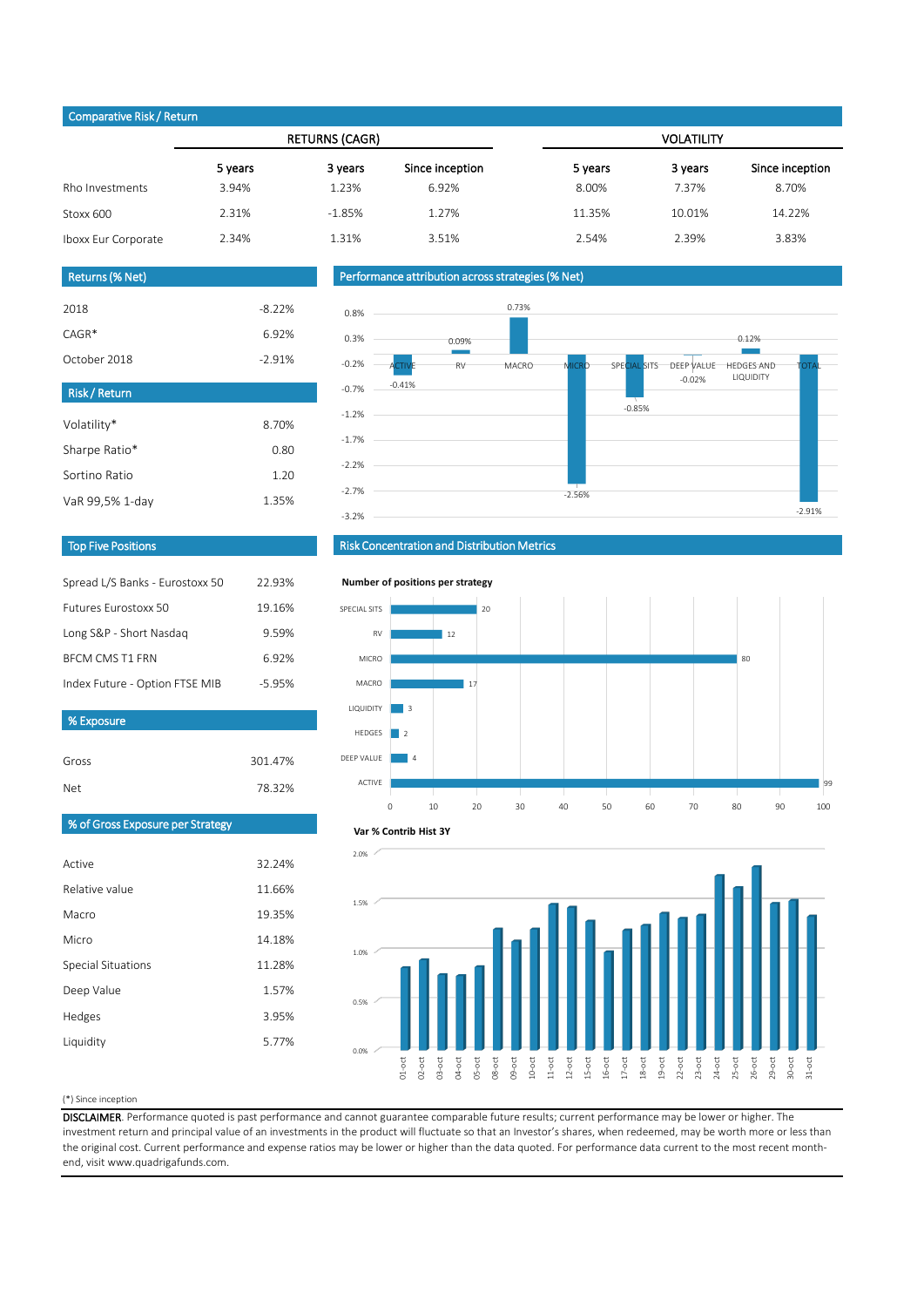## Comparative Risk / Return

| | RETURNS (CAGR) | | | VOLATILITY | | |
|---|---|---|---|---|---|---|
| | 5 years | 3 years | Since inception | 5 years | 3 years | Since inception |
| Rho Investments | 3.94% | 1.23% | 6.92% | 8.00% | 7.37% | 8.70% |
| Stoxx 600 | 2.31% | -1.85% | 1.27% | 11.35% | 10.01% | 14.22% |
| Iboxx Eur Corporate | 2.34% | 1.31% | 3.51% | 2.54% | 2.39% | 3.83% |

## Returns (% Net)

| | |
|---|---|
| 2018 | -8.22% |
| CAGR* | 6.92% |
| October 2018 | -2.91% |

## Risk / Return

| | |
|---|---|
| Volatility* | 8.70% |
| Sharpe Ratio* | 0.80 |
| Sortino Ratio | 1.20 |
| VaR 99,5% 1-day | 1.35% |

## Performance attribution across strategies (% Net)

| Strategy | % Net |
|---|---|
| ACTIVE | -0.41% |
| RV | 0.09% |
| MACRO | 0.73% |
| MICRO | -2.56% |
| SPECIAL SITS | -0.85% |
| DEEP VALUE | -0.02% |
| HEDGES AND LIQUIDITY | 0.12% |
| TOTAL | -2.91% |

## Top Five Positions

| | |
|---|---|
| Spread L/S Banks - Eurostoxx 50 | 22.93% |
| Futures Eurostoxx 50 | 19.16% |
| Long S&P - Short Nasdaq | 9.59% |
| BFCM CMS T1 FRN | 6.92% |
| Index Future - Option FTSE MIB | -5.95% |

## % Exposure

| | |
|---|---|
| Gross | 301.47% |
| Net | 78.32% |

## % of Gross Exposure per Strategy

| | |
|---|---|
| Active | 32.24% |
| Relative value | 11.66% |
| Macro | 19.35% |
| Micro | 14.18% |
| Special Situations | 11.28% |
| Deep Value | 1.57% |
| Hedges | 3.95% |
| Liquidity | 5.77% |

## Risk Concentration and Distribution Metrics

**Number of positions per strategy**

| Strategy | Positions |
|---|---|
| SPECIAL SITS | 20 |
| RV | 12 |
| MICRO | 80 |
| MACRO | 17 |
| LIQUIDITY | 3 |
| HEDGES | 2 |
| DEEP VALUE | 4 |
| ACTIVE | 99 |

**Var % Contrib Hist 3Y**

(*) Since inception

**DISCLAIMER**. Performance quoted is past performance and cannot guarantee comparable future results; current performance may be lower or higher. The investment return and principal value of an investments in the product will fluctuate so that an Investor's shares, when redeemed, may be worth more or less than the original cost. Current performance and expense ratios may be lower or higher than the data quoted. For performance data current to the most recent month-end, visit www.quadrigafunds.com.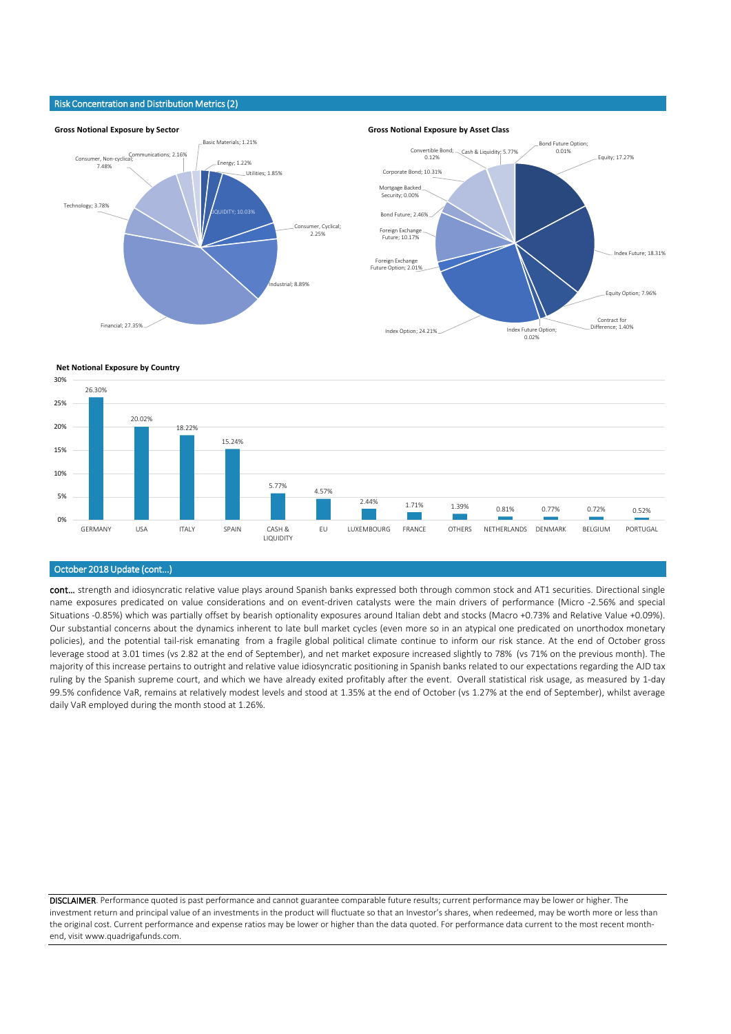## Risk Concentration and Distribution Metrics (2)

**Gross Notional Exposure by Sector**

Basic Materials; 1.21%
Communications; 2.16%
Energy; 1.22%
Consumer, Non-cyclical; 7.48%
Utilities; 1.85%
Technology; 3.78%
LIQUIDITY; 10.03%
Consumer, Cyclical; 2.25%
Industrial; 8.89%
Financial; 27.35%

**Gross Notional Exposure by Asset Class**

Convertible Bond; 0.12%
Cash & Liquidity; 5.77%
Bond Future Option; 0.01%
Equity; 17.27%
Corporate Bond; 10.31%
Mortgage Backed Security; 0.00%
Bond Future; 2.46%
Foreign Exchange Future; 10.17%
Index Future; 18.31%
Foreign Exchange Future Option; 2.01%
Equity Option; 7.96%
Contract for Difference; 1.40%
Index Option; 24.21%
Index Future Option; 0.02%

**Net Notional Exposure by Country**

30%
25%
20%
15%
10%
5%
0%

GERMANY 26.30%
USA 20.02%
ITALY 18.22%
SPAIN 15.24%
CASH & LIQUIDITY 5.77%
EU 4.57%
LUXEMBOURG 2.44%
FRANCE 1.71%
OTHERS 1.39%
NETHERLANDS 0.81%
DENMARK 0.77%
BELGIUM 0.72%
PORTUGAL 0.52%

## October 2018 Update (cont…)

**cont…** strength and idiosyncratic relative value plays around Spanish banks expressed both through common stock and AT1 securities. Directional single name exposures predicated on value considerations and on event-driven catalysts were the main drivers of performance (Micro -2.56% and special Situations -0.85%) which was partially offset by bearish optionality exposures around Italian debt and stocks (Macro +0.73% and Relative Value +0.09%). Our substantial concerns about the dynamics inherent to late bull market cycles (even more so in an atypical one predicated on unorthodox monetary policies), and the potential tail-risk emanating from a fragile global political climate continue to inform our risk stance. At the end of October gross leverage stood at 3.01 times (vs 2.82 at the end of September), and net market exposure increased slightly to 78% (vs 71% on the previous month). The majority of this increase pertains to outright and relative value idiosyncratic positioning in Spanish banks related to our expectations regarding the AJD tax ruling by the Spanish supreme court, and which we have already exited profitably after the event. Overall statistical risk usage, as measured by 1-day 99.5% confidence VaR, remains at relatively modest levels and stood at 1.35% at the end of October (vs 1.27% at the end of September), whilst average daily VaR employed during the month stood at 1.26%.

**DISCLAIMER**. Performance quoted is past performance and cannot guarantee comparable future results; current performance may be lower or higher. The investment return and principal value of an investments in the product will fluctuate so that an Investor's shares, when redeemed, may be worth more or less than the original cost. Current performance and expense ratios may be lower or higher than the data quoted. For performance data current to the most recent month-end, visit www.quadrigafunds.com.